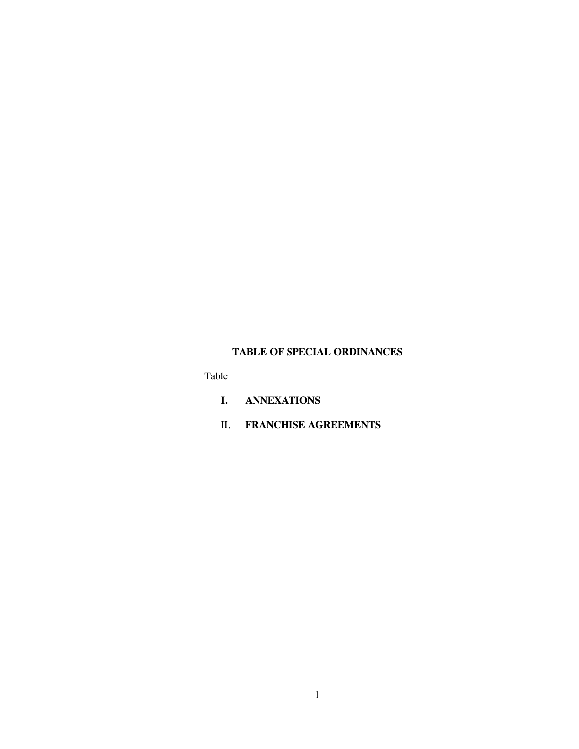# TABLE OF SPECIAL ORDINANCES

Table

**I.** **ANNEXATIONS**

II. **FRANCHISE AGREEMENTS**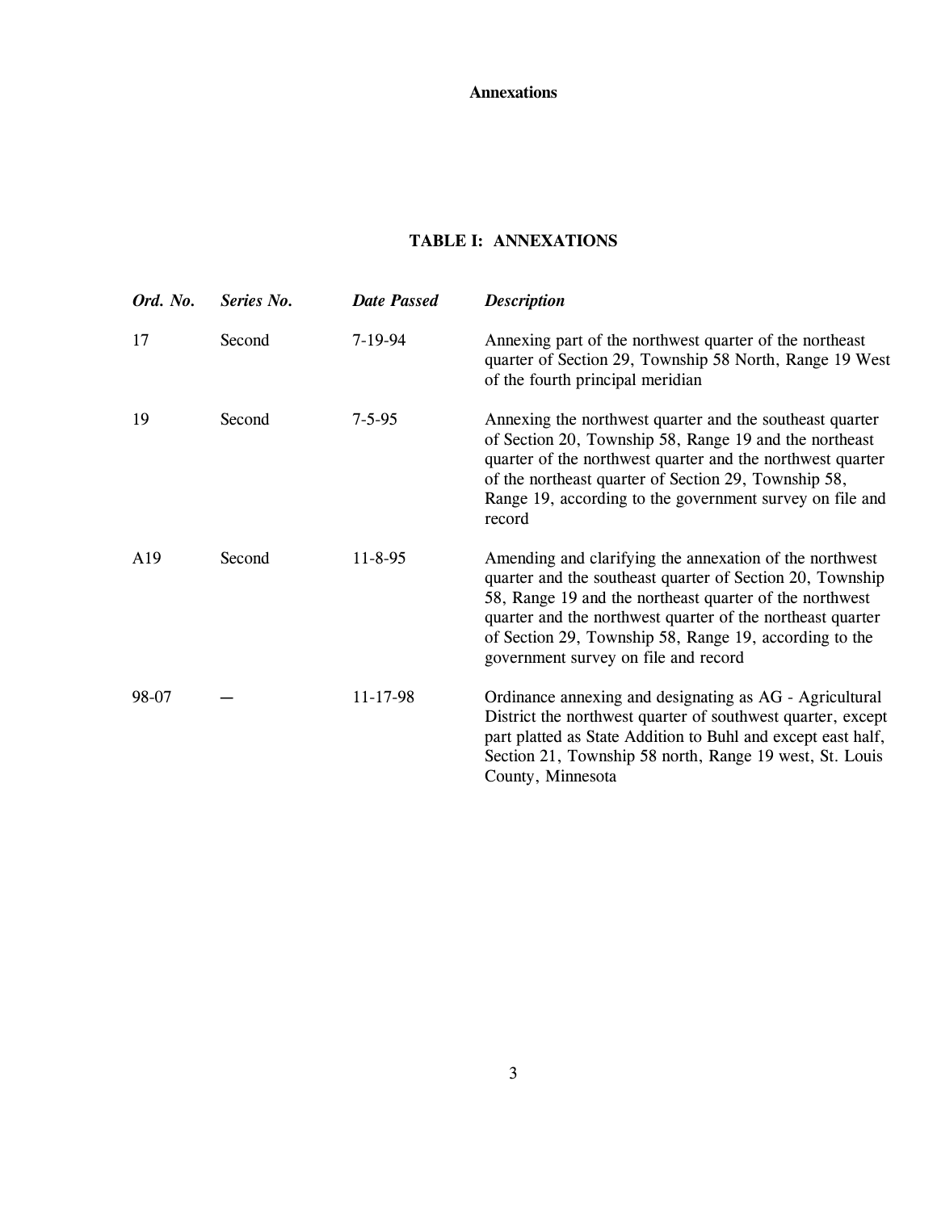**Annexations**

## TABLE I: ANNEXATIONS

| *Ord. No.* | *Series No.* | *Date Passed* | *Description* |
|---|---|---|---|
| 17 | Second | 7-19-94 | Annexing part of the northwest quarter of the northeast quarter of Section 29, Township 58 North, Range 19 West of the fourth principal meridian |
| 19 | Second | 7-5-95 | Annexing the northwest quarter and the southeast quarter of Section 20, Township 58, Range 19 and the northeast quarter of the northwest quarter and the northwest quarter of the northeast quarter of Section 29, Township 58, Range 19, according to the government survey on file and record |
| A19 | Second | 11-8-95 | Amending and clarifying the annexation of the northwest quarter and the southeast quarter of Section 20, Township 58, Range 19 and the northeast quarter of the northwest quarter and the northwest quarter of the northeast quarter of Section 29, Township 58, Range 19, according to the government survey on file and record |
| 98-07 | — | 11-17-98 | Ordinance annexing and designating as AG - Agricultural District the northwest quarter of southwest quarter, except part platted as State Addition to Buhl and except east half, Section 21, Township 58 north, Range 19 west, St. Louis County, Minnesota |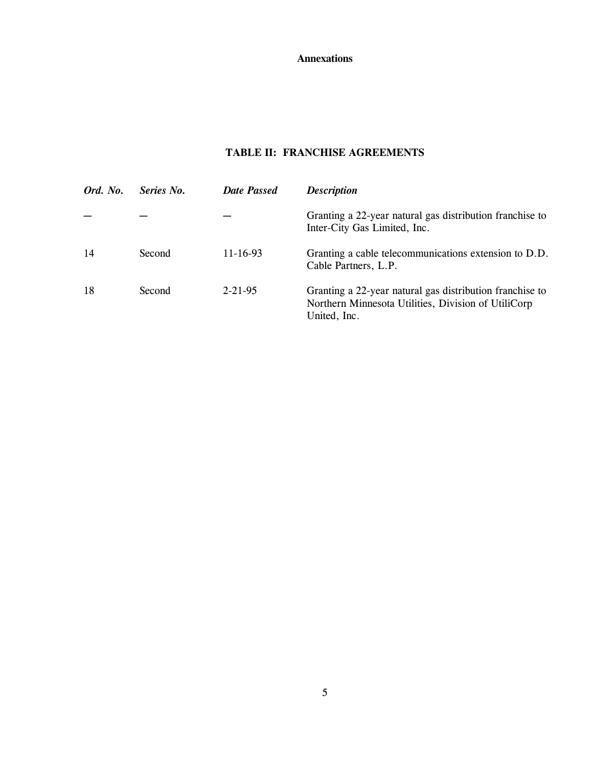**Annexations**

## TABLE II: FRANCHISE AGREEMENTS

| *Ord. No.* | *Series No.* | *Date Passed* | *Description* |
| --- | --- | --- | --- |
| — | — | — | Granting a 22-year natural gas distribution franchise to Inter-City Gas Limited, Inc. |
| 14 | Second | 11-16-93 | Granting a cable telecommunications extension to D.D. Cable Partners, L.P. |
| 18 | Second | 2-21-95 | Granting a 22-year natural gas distribution franchise to Northern Minnesota Utilities, Division of UtiliCorp United, Inc. |